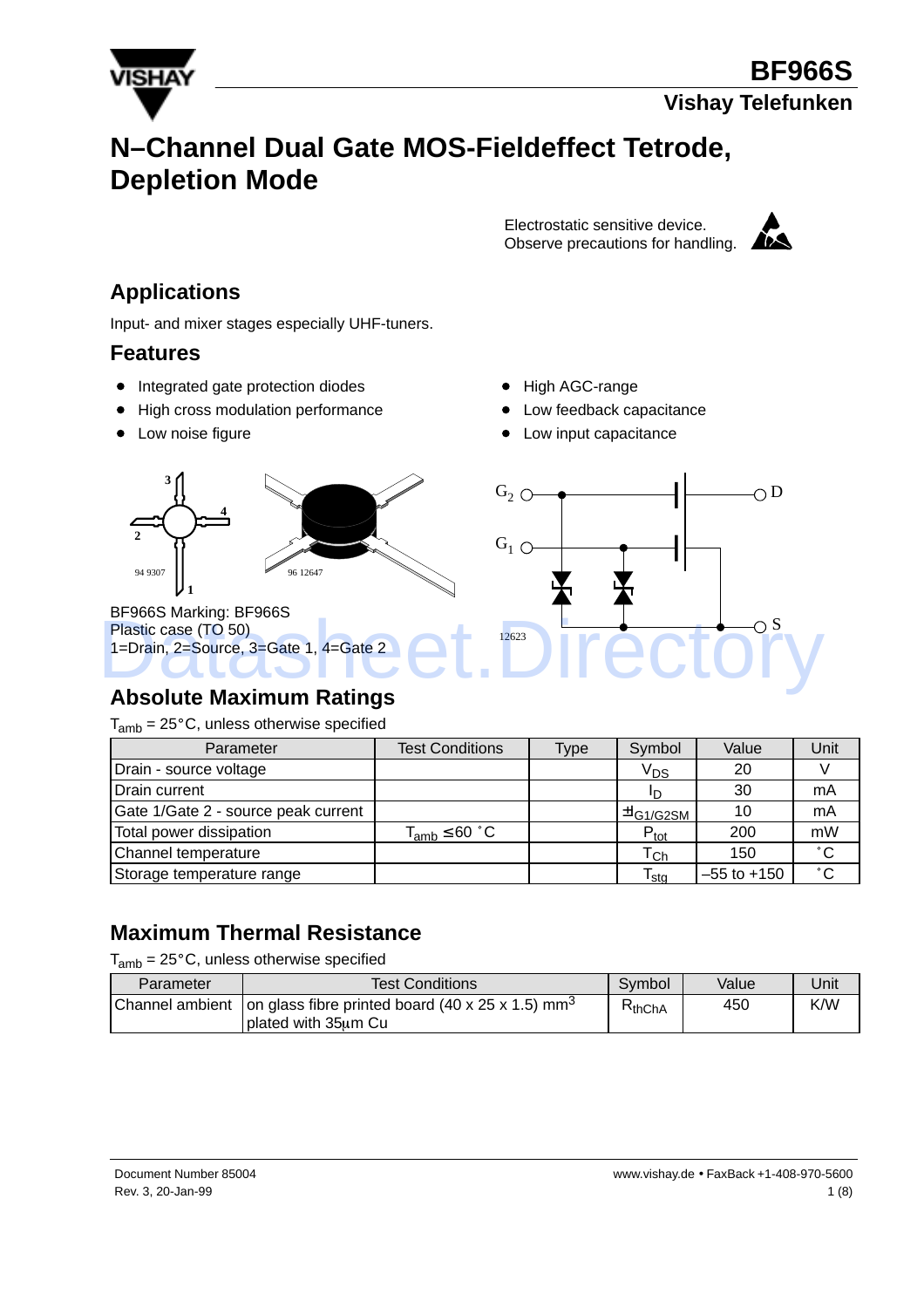# BF966S

Vishay Telefunken

# N–Channel Dual Gate MOS-Fieldeffect Tetrode, Depletion Mode

Electrostatic sensitive device.
Observe precautions for handling.

## Applications

Input- and mixer stages especially UHF-tuners.

## Features

- Integrated gate protection diodes
- High cross modulation performance
- Low noise figure
- High AGC-range
- Low feedback capacitance
- Low input capacitance

BF966S Marking: BF966S
Plastic case (TO 50)
1=Drain, 2=Source, 3=Gate 1, 4=Gate 2

## Absolute Maximum Ratings

$T_{amb}$ = 25°C, unless otherwise specified

| Parameter | Test Conditions | Type | Symbol | Value | Unit |
|---|---|---|---|---|---|
| Drain - source voltage | | | $V_{DS}$ | 20 | V |
| Drain current | | | $I_D$ | 30 | mA |
| Gate 1/Gate 2 - source peak current | | | $\pm I_{G1/G2SM}$ | 10 | mA |
| Total power dissipation | $T_{amb} \leq 60$ °C | | $P_{tot}$ | 200 | mW |
| Channel temperature | | | $T_{Ch}$ | 150 | °C |
| Storage temperature range | | | $T_{stg}$ | –55 to +150 | °C |

## Maximum Thermal Resistance

$T_{amb}$ = 25°C, unless otherwise specified

| Parameter | Test Conditions | Symbol | Value | Unit |
|---|---|---|---|---|
| Channel ambient | on glass fibre printed board (40 x 25 x 1.5) $mm^3$ plated with 35µm Cu | $R_{thChA}$ | 450 | K/W |

Document Number 85004
Rev. 3, 20-Jan-99

www.vishay.de • FaxBack +1-408-970-5600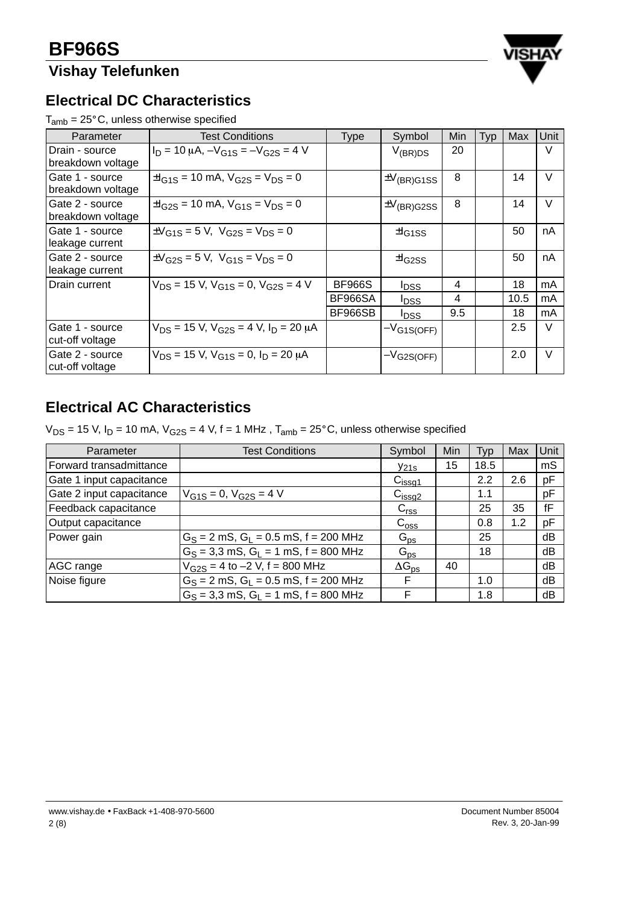## Electrical DC Characteristics

$T_{amb}$ = 25°C, unless otherwise specified

| Parameter | Test Conditions | Type | Symbol | Min | Typ | Max | Unit |
|---|---|---|---|---|---|---|---|
| Drain - source breakdown voltage | $I_D$ = 10 µA, $-V_{G1S} = -V_{G2S}$ = 4 V | | $V_{(BR)DS}$ | 20 | | | V |
| Gate 1 - source breakdown voltage | $\pm I_{G1S}$ = 10 mA, $V_{G2S} = V_{DS}$ = 0 | | $\pm V_{(BR)G1SS}$ | 8 | | 14 | V |
| Gate 2 - source breakdown voltage | $\pm I_{G2S}$ = 10 mA, $V_{G1S} = V_{DS}$ = 0 | | $\pm V_{(BR)G2SS}$ | 8 | | 14 | V |
| Gate 1 - source leakage current | $\pm V_{G1S}$ = 5 V, $V_{G2S} = V_{DS}$ = 0 | | $\pm I_{G1SS}$ | | | 50 | nA |
| Gate 2 - source leakage current | $\pm V_{G2S}$ = 5 V, $V_{G1S} = V_{DS}$ = 0 | | $\pm I_{G2SS}$ | | | 50 | nA |
| Drain current | $V_{DS}$ = 15 V, $V_{G1S}$ = 0, $V_{G2S}$ = 4 V | BF966S | $I_{DSS}$ | 4 | | 18 | mA |
| | | BF966SA | $I_{DSS}$ | 4 | | 10.5 | mA |
| | | BF966SB | $I_{DSS}$ | 9.5 | | 18 | mA |
| Gate 1 - source cut-off voltage | $V_{DS}$ = 15 V, $V_{G2S}$ = 4 V, $I_D$ = 20 µA | | $-V_{G1S(OFF)}$ | | | 2.5 | V |
| Gate 2 - source cut-off voltage | $V_{DS}$ = 15 V, $V_{G1S}$ = 0, $I_D$ = 20 µA | | $-V_{G2S(OFF)}$ | | | 2.0 | V |

## Electrical AC Characteristics

$V_{DS}$ = 15 V, $I_D$ = 10 mA, $V_{G2S}$ = 4 V, f = 1 MHz , $T_{amb}$ = 25°C, unless otherwise specified

| Parameter | Test Conditions | Symbol | Min | Typ | Max | Unit |
|---|---|---|---|---|---|---|
| Forward transadmittance | | $y_{21s}$ | 15 | 18.5 | | mS |
| Gate 1 input capacitance | | $C_{issg1}$ | | 2.2 | 2.6 | pF |
| Gate 2 input capacitance | $V_{G1S}$ = 0, $V_{G2S}$ = 4 V | $C_{issg2}$ | | 1.1 | | pF |
| Feedback capacitance | | $C_{rss}$ | | 25 | 35 | fF |
| Output capacitance | | $C_{oss}$ | | 0.8 | 1.2 | pF |
| Power gain | $G_S$ = 2 mS, $G_L$ = 0.5 mS, f = 200 MHz | $G_{ps}$ | | 25 | | dB |
| | $G_S$ = 3,3 mS, $G_L$ = 1 mS, f = 800 MHz | $G_{ps}$ | | 18 | | dB |
| AGC range | $V_{G2S}$ = 4 to –2 V, f = 800 MHz | $\Delta G_{ps}$ | 40 | | | dB |
| Noise figure | $G_S$ = 2 mS, $G_L$ = 0.5 mS, f = 200 MHz | F | | 1.0 | | dB |
| | $G_S$ = 3,3 mS, $G_L$ = 1 mS, f = 800 MHz | F | | 1.8 | | dB |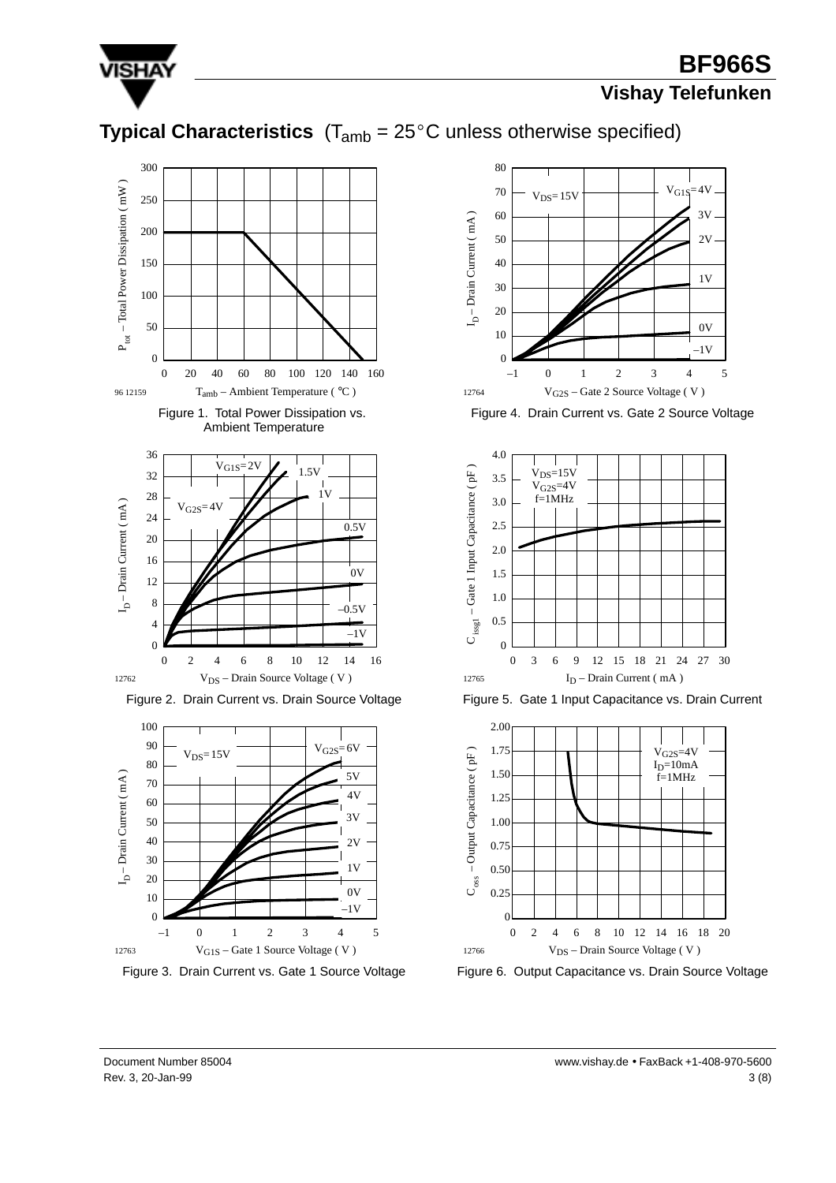## Typical Characteristics ($T_{amb}$ = 25°C unless otherwise specified)

Figure 1. Total Power Dissipation vs. Ambient Temperature

Figure 2. Drain Current vs. Drain Source Voltage

Figure 3. Drain Current vs. Gate 1 Source Voltage

Figure 4. Drain Current vs. Gate 2 Source Voltage

Figure 5. Gate 1 Input Capacitance vs. Drain Current

Figure 6. Output Capacitance vs. Drain Source Voltage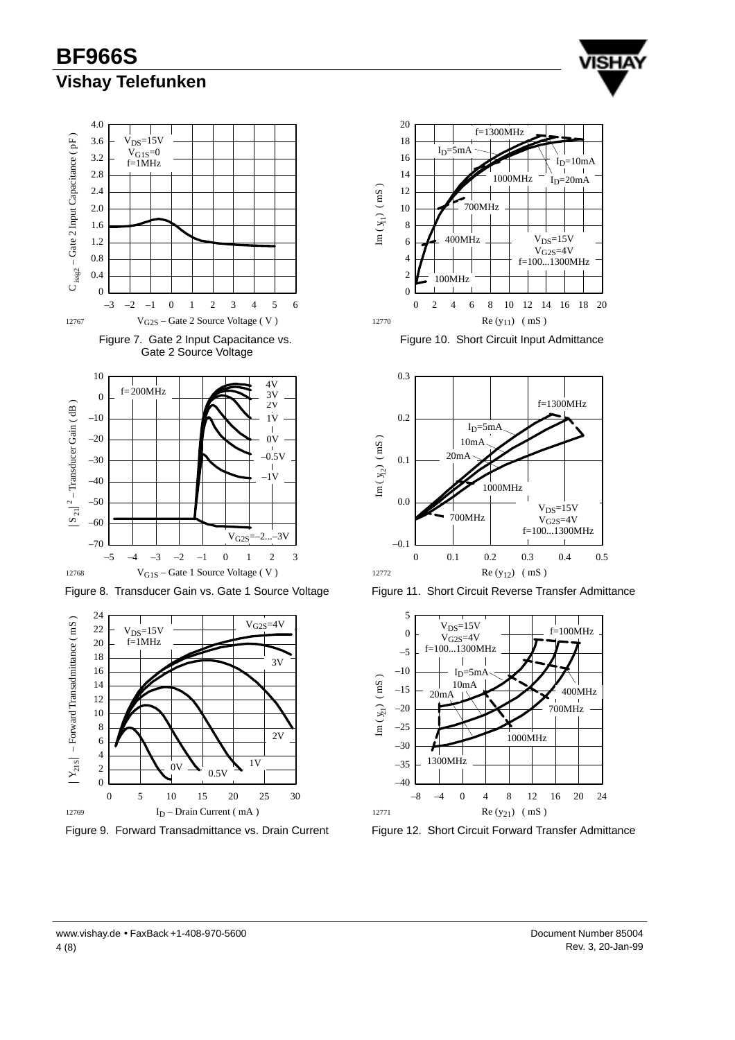Figure 7. Gate 2 Input Capacitance vs. Gate 2 Source Voltage

Figure 8. Transducer Gain vs. Gate 1 Source Voltage

Figure 9. Forward Transadmittance vs. Drain Current

Figure 10. Short Circuit Input Admittance

Figure 11. Short Circuit Reverse Transfer Admittance

Figure 12. Short Circuit Forward Transfer Admittance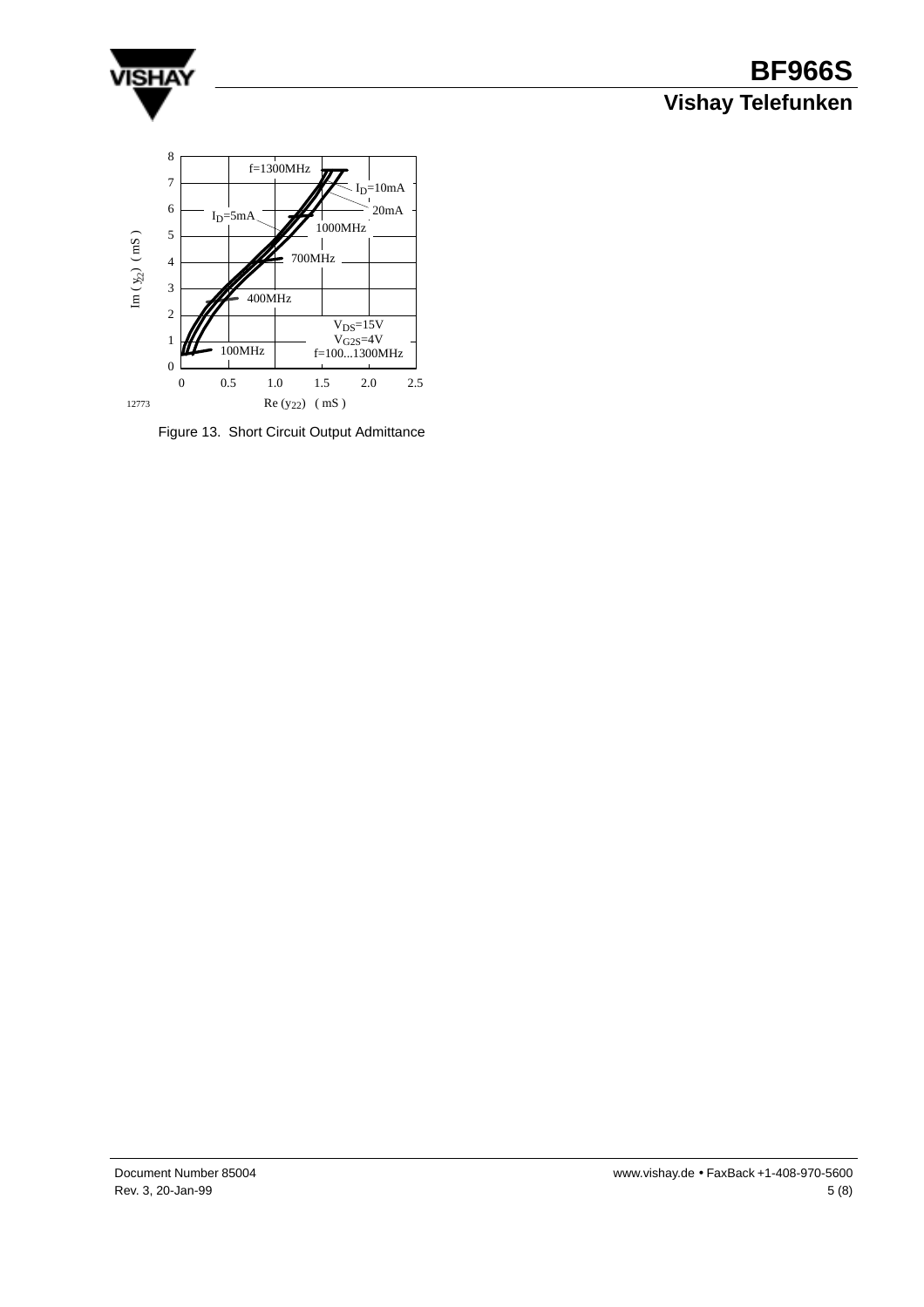Figure 13. Short Circuit Output Admittance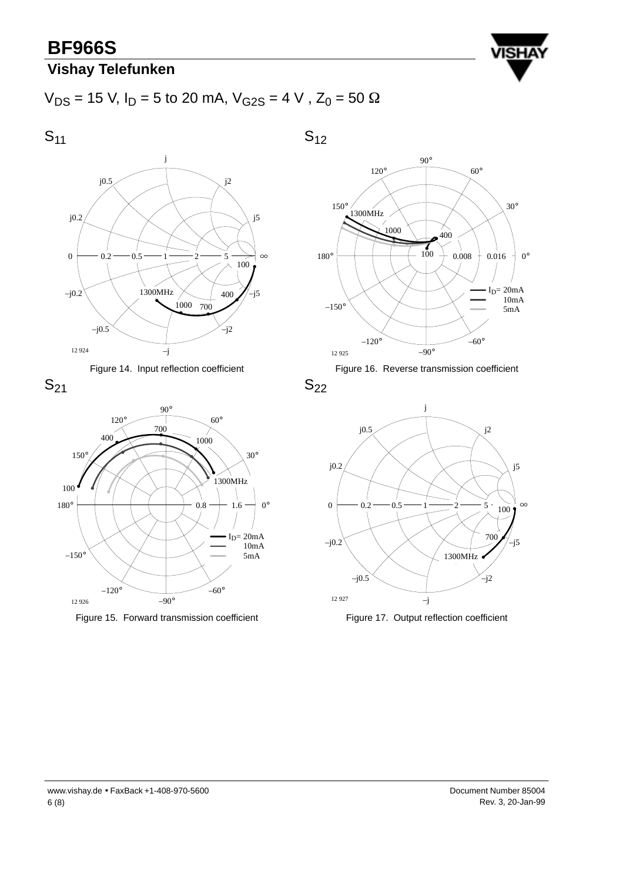$V_{DS}$ = 15 V, $I_D$ = 5 to 20 mA, $V_{G2S}$ = 4 V , $Z_0$ = 50 Ω

## $S_{11}$

Figure 14. Input reflection coefficient

## $S_{12}$

Figure 16. Reverse transmission coefficient

## $S_{21}$

Figure 15. Forward transmission coefficient

## $S_{22}$

Figure 17. Output reflection coefficient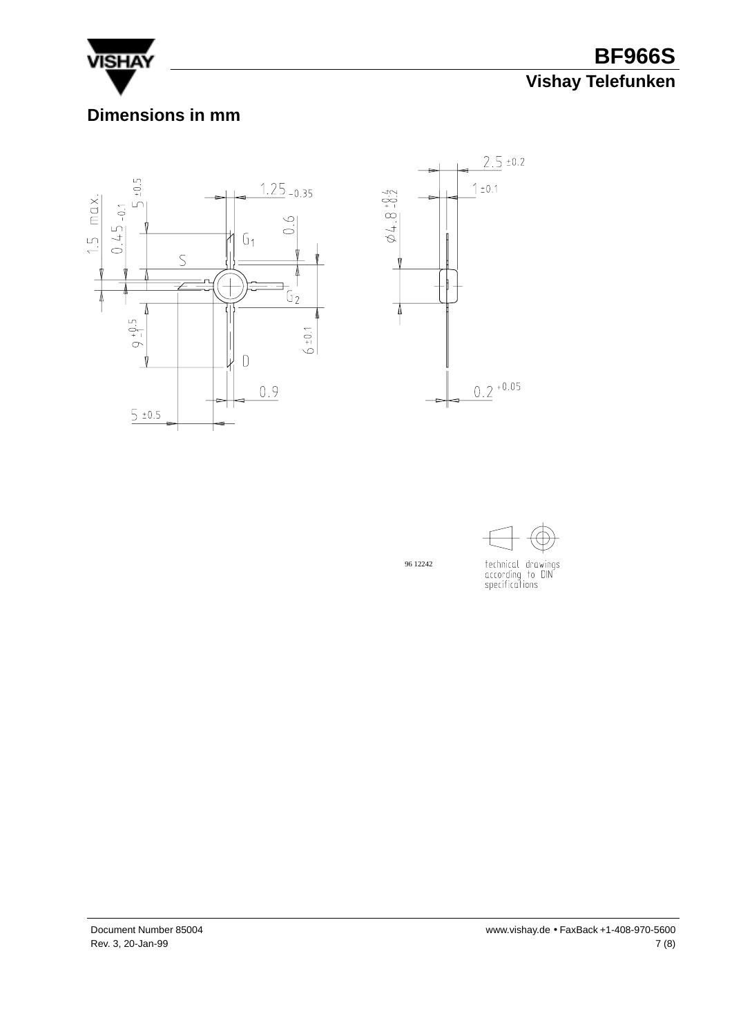## Dimensions in mm

96 12242

technical drawings according to DIN specifications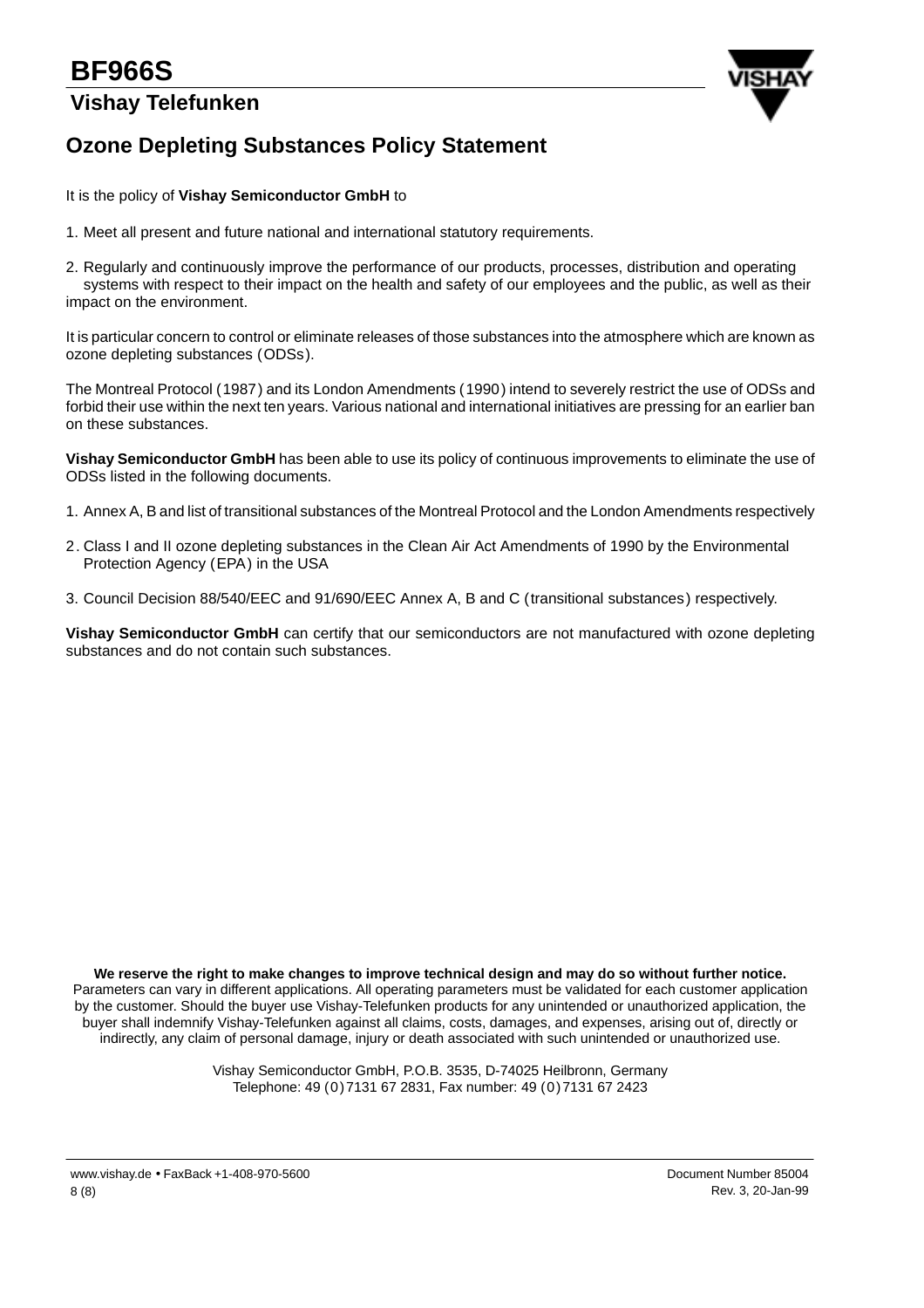## Ozone Depleting Substances Policy Statement

It is the policy of **Vishay Semiconductor GmbH** to

1. Meet all present and future national and international statutory requirements.

2. Regularly and continuously improve the performance of our products, processes, distribution and operating systems with respect to their impact on the health and safety of our employees and the public, as well as their impact on the environment.

It is particular concern to control or eliminate releases of those substances into the atmosphere which are known as ozone depleting substances (ODSs).

The Montreal Protocol (1987) and its London Amendments (1990) intend to severely restrict the use of ODSs and forbid their use within the next ten years. Various national and international initiatives are pressing for an earlier ban on these substances.

**Vishay Semiconductor GmbH** has been able to use its policy of continuous improvements to eliminate the use of ODSs listed in the following documents.

1. Annex A, B and list of transitional substances of the Montreal Protocol and the London Amendments respectively

2. Class I and II ozone depleting substances in the Clean Air Act Amendments of 1990 by the Environmental Protection Agency (EPA) in the USA

3. Council Decision 88/540/EEC and 91/690/EEC Annex A, B and C (transitional substances) respectively.

**Vishay Semiconductor GmbH** can certify that our semiconductors are not manufactured with ozone depleting substances and do not contain such substances.

**We reserve the right to make changes to improve technical design and may do so without further notice.**
Parameters can vary in different applications. All operating parameters must be validated for each customer application by the customer. Should the buyer use Vishay-Telefunken products for any unintended or unauthorized application, the buyer shall indemnify Vishay-Telefunken against all claims, costs, damages, and expenses, arising out of, directly or indirectly, any claim of personal damage, injury or death associated with such unintended or unauthorized use.

Vishay Semiconductor GmbH, P.O.B. 3535, D-74025 Heilbronn, Germany
Telephone: 49 (0)7131 67 2831, Fax number: 49 (0)7131 67 2423